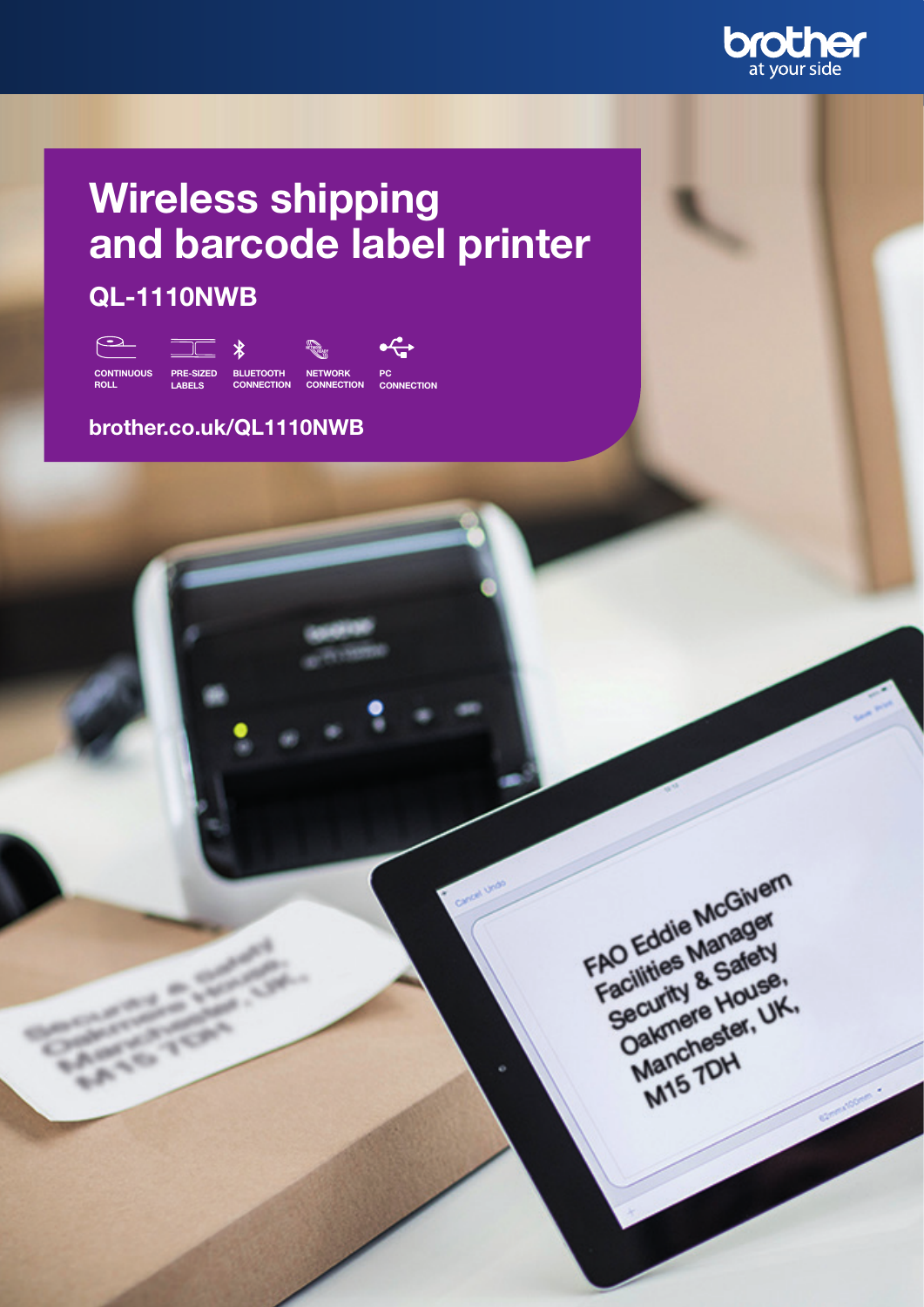# Wireless shipping and barcode label printer

## QL-1110NWB

CONTINUOUS ROLL | PRE-SIZED LABELS | BLUETOOTH CONNECTION | NETWORK CONNECTION | PC CONNECTION

**brother.co.uk/QL1110NWB**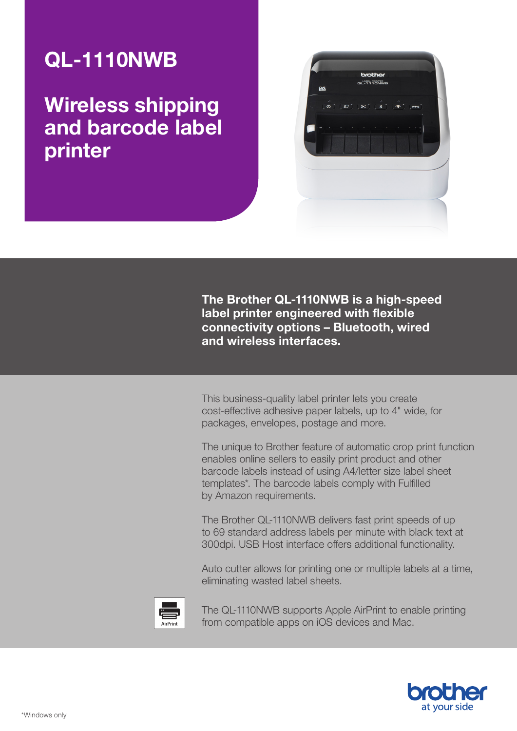# QL-1110NWB

## Wireless shipping and barcode label printer

**The Brother QL-1110NWB is a high-speed label printer engineered with flexible connectivity options – Bluetooth, wired and wireless interfaces.**

This business-quality label printer lets you create cost-effective adhesive paper labels, up to 4" wide, for packages, envelopes, postage and more.

The unique to Brother feature of automatic crop print function enables online sellers to easily print product and other barcode labels instead of using A4/letter size label sheet templates*. The barcode labels comply with Fulfilled by Amazon requirements.

The Brother QL-1110NWB delivers fast print speeds of up to 69 standard address labels per minute with black text at 300dpi. USB Host interface offers additional functionality.

Auto cutter allows for printing one or multiple labels at a time, eliminating wasted label sheets.

AirPrint

The QL-1110NWB supports Apple AirPrint to enable printing from compatible apps on iOS devices and Mac.

brother at your side

*Windows only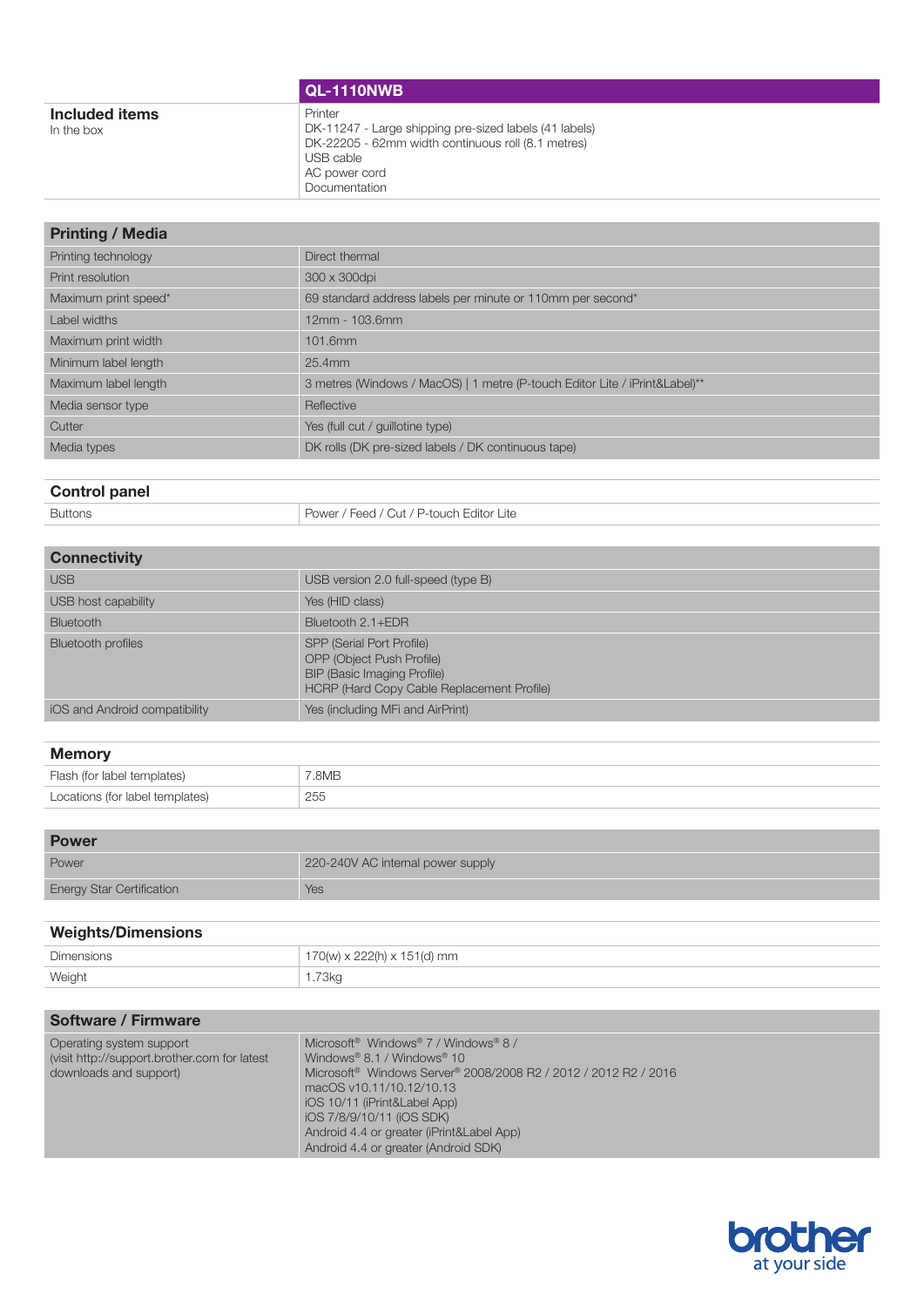| | QL-1110NWB |
|---|---|
| **Included items**<br>In the box | Printer<br>DK-11247 - Large shipping pre-sized labels (41 labels)<br>DK-22205 - 62mm width continuous roll (8.1 metres)<br>USB cable<br>AC power cord<br>Documentation |

| **Printing / Media** | |
|---|---|
| Printing technology | Direct thermal |
| Print resolution | 300 x 300dpi |
| Maximum print speed* | 69 standard address labels per minute or 110mm per second* |
| Label widths | 12mm - 103.6mm |
| Maximum print width | 101.6mm |
| Minimum label length | 25.4mm |
| Maximum label length | 3 metres (Windows / MacOS) \| 1 metre (P-touch Editor Lite / iPrint&Label)** |
| Media sensor type | Reflective |
| Cutter | Yes (full cut / guillotine type) |
| Media types | DK rolls (DK pre-sized labels / DK continuous tape) |

| **Control panel** | |
|---|---|
| Buttons | Power / Feed / Cut / P-touch Editor Lite |

| **Connectivity** | |
|---|---|
| USB | USB version 2.0 full-speed (type B) |
| USB host capability | Yes (HID class) |
| Bluetooth | Bluetooth 2.1+EDR |
| Bluetooth profiles | SPP (Serial Port Profile)<br>OPP (Object Push Profile)<br>BIP (Basic Imaging Profile)<br>HCRP (Hard Copy Cable Replacement Profile) |
| iOS and Android compatibility | Yes (including MFi and AirPrint) |

| **Memory** | |
|---|---|
| Flash (for label templates) | 7.8MB |
| Locations (for label templates) | 255 |

| **Power** | |
|---|---|
| Power | 220-240V AC internal power supply |
| Energy Star Certification | Yes |

| **Weights/Dimensions** | |
|---|---|
| Dimensions | 170(w) x 222(h) x 151(d) mm |
| Weight | 1.73kg |

| **Software / Firmware** | |
|---|---|
| Operating system support (visit http://support.brother.com for latest downloads and support) | Microsoft® Windows® 7 / Windows® 8 /<br>Windows® 8.1 / Windows® 10<br>Microsoft® Windows Server® 2008/2008 R2 / 2012 / 2012 R2 / 2016<br>macOS v10.11/10.12/10.13<br>iOS 10/11 (iPrint&Label App)<br>iOS 7/8/9/10/11 (iOS SDK)<br>Android 4.4 or greater (iPrint&Label App)<br>Android 4.4 or greater (Android SDK) |

brother
at your side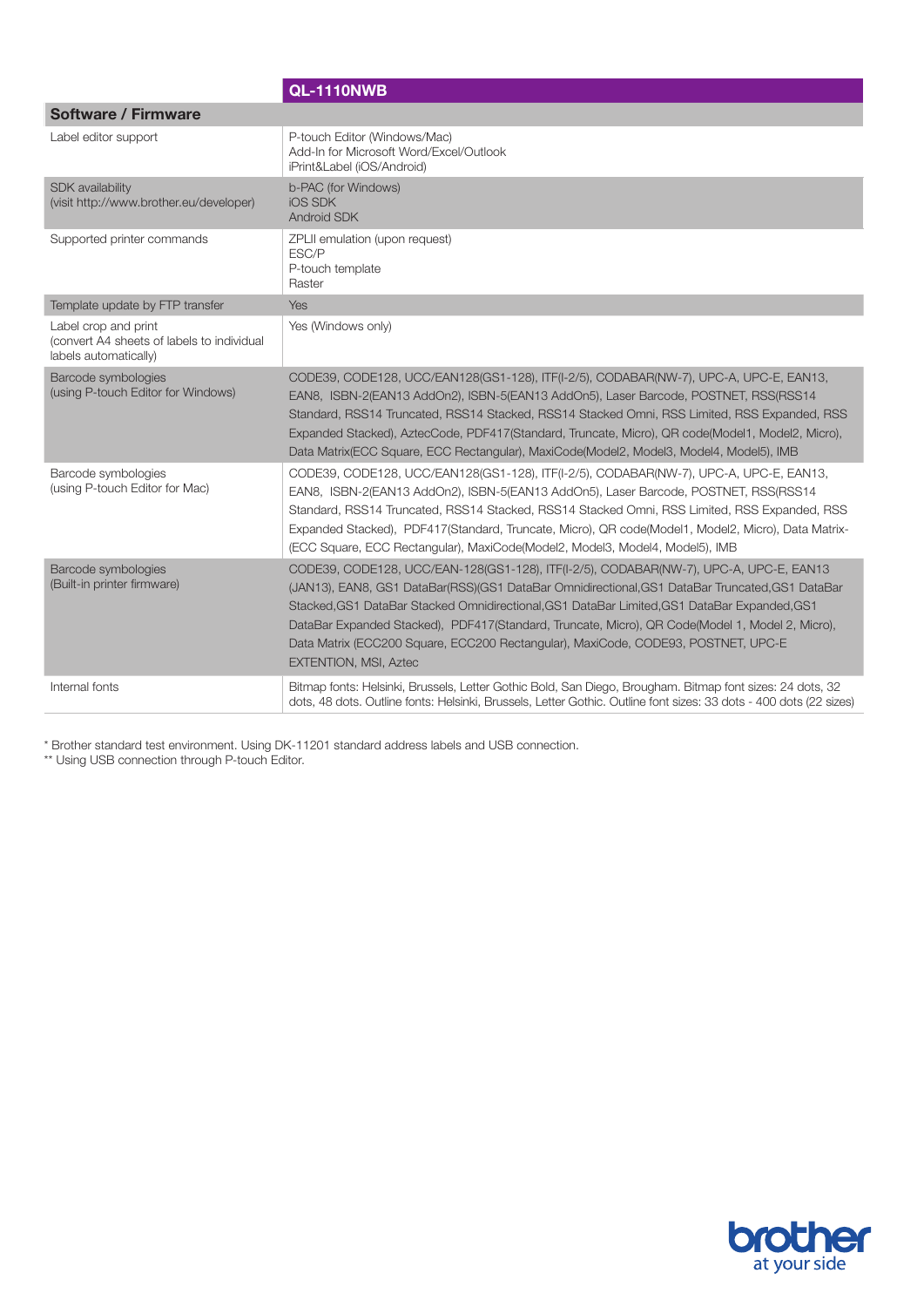| | QL-1110NWB |
|---|---|
| **Software / Firmware** | |
| Label editor support | P-touch Editor (Windows/Mac)<br>Add-In for Microsoft Word/Excel/Outlook<br>iPrint&Label (iOS/Android) |
| SDK availability<br>(visit http://www.brother.eu/developer) | b-PAC (for Windows)<br>iOS SDK<br>Android SDK |
| Supported printer commands | ZPLII emulation (upon request)<br>ESC/P<br>P-touch template<br>Raster |
| Template update by FTP transfer | Yes |
| Label crop and print<br>(convert A4 sheets of labels to individual labels automatically) | Yes (Windows only) |
| Barcode symbologies<br>(using P-touch Editor for Windows) | CODE39, CODE128, UCC/EAN128(GS1-128), ITF(I-2/5), CODABAR(NW-7), UPC-A, UPC-E, EAN13, EAN8, ISBN-2(EAN13 AddOn2), ISBN-5(EAN13 AddOn5), Laser Barcode, POSTNET, RSS(RSS14 Standard, RSS14 Truncated, RSS14 Stacked, RSS14 Stacked Omni, RSS Limited, RSS Expanded, RSS Expanded Stacked), AztecCode, PDF417(Standard, Truncate, Micro), QR code(Model1, Model2, Micro), Data Matrix(ECC Square, ECC Rectangular), MaxiCode(Model2, Model3, Model4, Model5), IMB |
| Barcode symbologies<br>(using P-touch Editor for Mac) | CODE39, CODE128, UCC/EAN128(GS1-128), ITF(I-2/5), CODABAR(NW-7), UPC-A, UPC-E, EAN13, EAN8, ISBN-2(EAN13 AddOn2), ISBN-5(EAN13 AddOn5), Laser Barcode, POSTNET, RSS(RSS14 Standard, RSS14 Truncated, RSS14 Stacked, RSS14 Stacked Omni, RSS Limited, RSS Expanded, RSS Expanded Stacked), PDF417(Standard, Truncate, Micro), QR code(Model1, Model2, Micro), Data Matrix-(ECC Square, ECC Rectangular), MaxiCode(Model2, Model3, Model4, Model5), IMB |
| Barcode symbologies<br>(Built-in printer firmware) | CODE39, CODE128, UCC/EAN-128(GS1-128), ITF(I-2/5), CODABAR(NW-7), UPC-A, UPC-E, EAN13 (JAN13), EAN8, GS1 DataBar(RSS)(GS1 DataBar Omnidirectional,GS1 DataBar Truncated,GS1 DataBar Stacked,GS1 DataBar Stacked Omnidirectional,GS1 DataBar Limited,GS1 DataBar Expanded,GS1 DataBar Expanded Stacked), PDF417(Standard, Truncate, Micro), QR Code(Model 1, Model 2, Micro), Data Matrix (ECC200 Square, ECC200 Rectangular), MaxiCode, CODE93, POSTNET, UPC-E EXTENTION, MSI, Aztec |
| Internal fonts | Bitmap fonts: Helsinki, Brussels, Letter Gothic Bold, San Diego, Brougham. Bitmap font sizes: 24 dots, 32 dots, 48 dots. Outline fonts: Helsinki, Brussels, Letter Gothic. Outline font sizes: 33 dots - 400 dots (22 sizes) |

* Brother standard test environment. Using DK-11201 standard address labels and USB connection.
** Using USB connection through P-touch Editor.